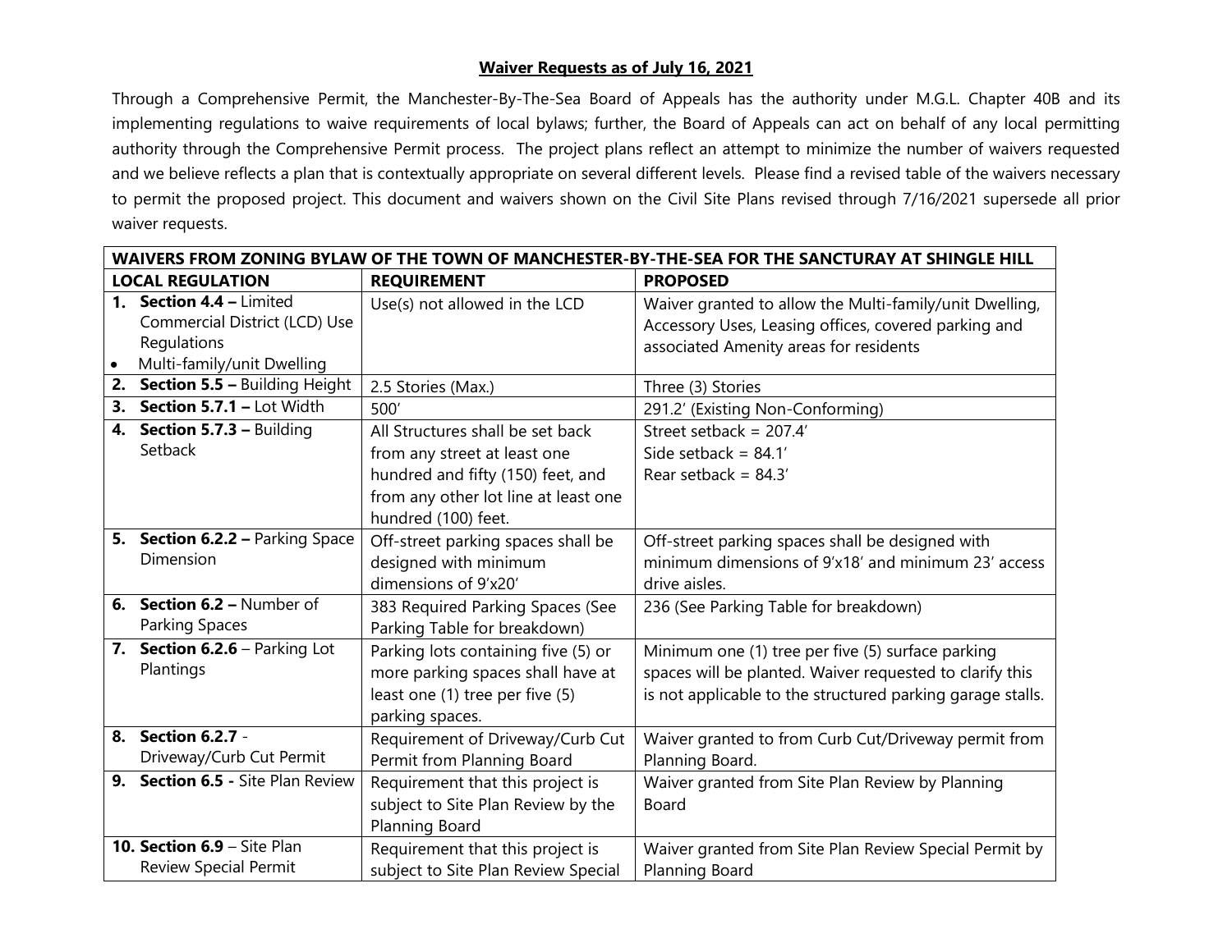## Waiver Requests as of July 16, 2021

Through a Comprehensive Permit, the Manchester-By-The-Sea Board of Appeals has the authority under M.G.L. Chapter 40B and its implementing regulations to waive requirements of local bylaws; further, the Board of Appeals can act on behalf of any local permitting authority through the Comprehensive Permit process. The project plans reflect an attempt to minimize the number of waivers requested and we believe reflects a plan that is contextually appropriate on several different levels. Please find a revised table of the waivers necessary to permit the proposed project. This document and waivers shown on the Civil Site Plans revised through 7/16/2021 supersede all prior waiver requests.

| WAIVERS FROM ZONING BYLAW OF THE TOWN OF MANCHESTER-BY-THE-SEA FOR THE SANCTURAY AT SHINGLE HILL | | |
|---|---|---|
| **LOCAL REGULATION** | **REQUIREMENT** | **PROPOSED** |
| **1. Section 4.4 –** Limited Commercial District (LCD) Use Regulations<br>• Multi-family/unit Dwelling | Use(s) not allowed in the LCD | Waiver granted to allow the Multi-family/unit Dwelling, Accessory Uses, Leasing offices, covered parking and associated Amenity areas for residents |
| **2. Section 5.5 –** Building Height | 2.5 Stories (Max.) | Three (3) Stories |
| **3. Section 5.7.1 –** Lot Width | 500' | 291.2' (Existing Non-Conforming) |
| **4. Section 5.7.3 –** Building Setback | All Structures shall be set back from any street at least one hundred and fifty (150) feet, and from any other lot line at least one hundred (100) feet. | Street setback = 207.4'<br>Side setback = 84.1'<br>Rear setback = 84.3' |
| **5. Section 6.2.2 –** Parking Space Dimension | Off-street parking spaces shall be designed with minimum dimensions of 9'x20' | Off-street parking spaces shall be designed with minimum dimensions of 9'x18' and minimum 23' access drive aisles. |
| **6. Section 6.2 –** Number of Parking Spaces | 383 Required Parking Spaces (See Parking Table for breakdown) | 236 (See Parking Table for breakdown) |
| **7. Section 6.2.6** – Parking Lot Plantings | Parking lots containing five (5) or more parking spaces shall have at least one (1) tree per five (5) parking spaces. | Minimum one (1) tree per five (5) surface parking spaces will be planted. Waiver requested to clarify this is not applicable to the structured parking garage stalls. |
| **8. Section 6.2.7** - Driveway/Curb Cut Permit | Requirement of Driveway/Curb Cut Permit from Planning Board | Waiver granted to from Curb Cut/Driveway permit from Planning Board. |
| **9. Section 6.5 -** Site Plan Review | Requirement that this project is subject to Site Plan Review by the Planning Board | Waiver granted from Site Plan Review by Planning Board |
| **10. Section 6.9** – Site Plan Review Special Permit | Requirement that this project is subject to Site Plan Review Special | Waiver granted from Site Plan Review Special Permit by Planning Board |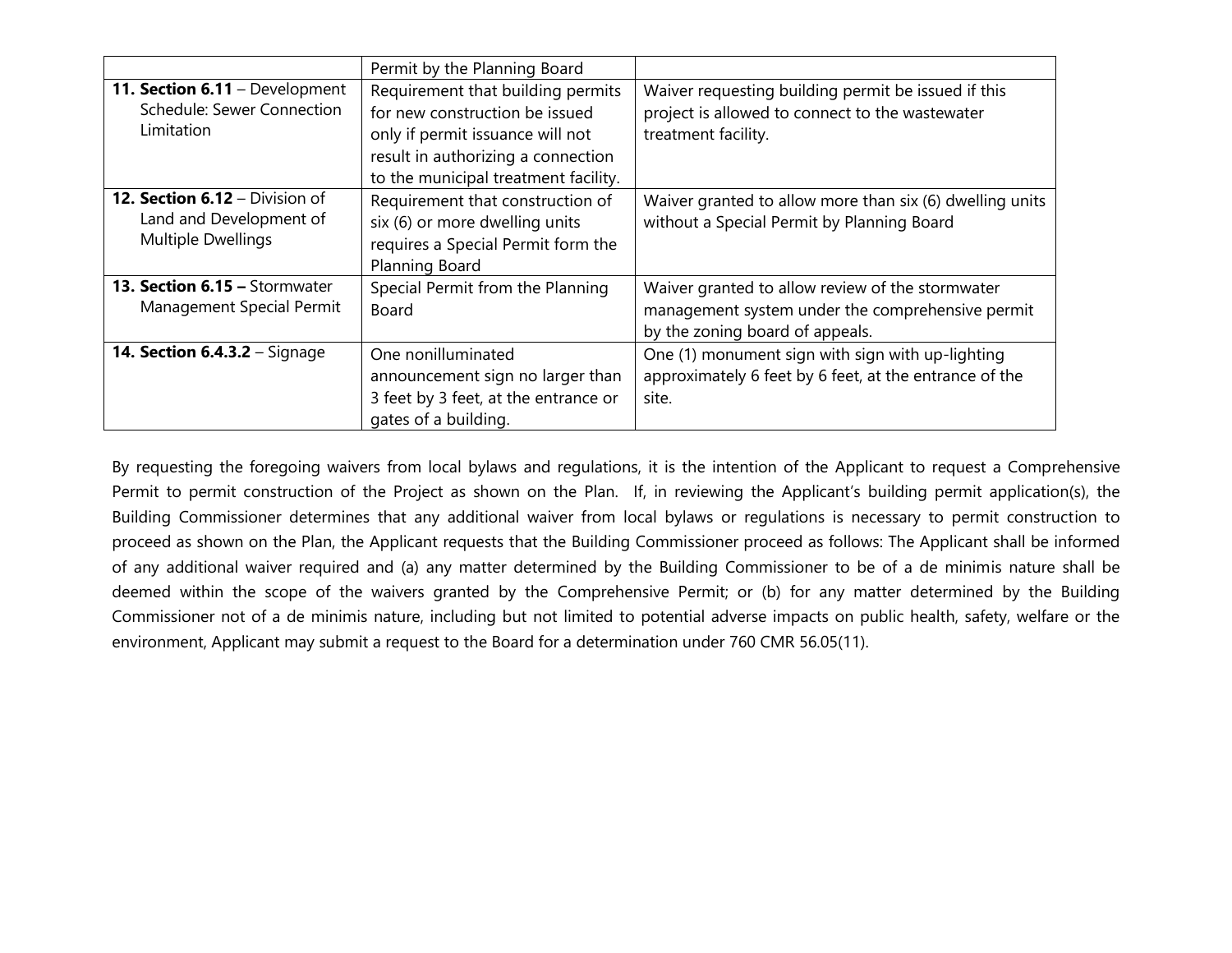| | | |
|---|---|---|
| | Permit by the Planning Board | |
| **11. Section 6.11** – Development Schedule: Sewer Connection Limitation | Requirement that building permits for new construction be issued only if permit issuance will not result in authorizing a connection to the municipal treatment facility. | Waiver requesting building permit be issued if this project is allowed to connect to the wastewater treatment facility. |
| **12. Section 6.12** – Division of Land and Development of Multiple Dwellings | Requirement that construction of six (6) or more dwelling units requires a Special Permit form the Planning Board | Waiver granted to allow more than six (6) dwelling units without a Special Permit by Planning Board |
| **13. Section 6.15 –** Stormwater Management Special Permit | Special Permit from the Planning Board | Waiver granted to allow review of the stormwater management system under the comprehensive permit by the zoning board of appeals. |
| **14. Section 6.4.3.2** – Signage | One nonilluminated announcement sign no larger than 3 feet by 3 feet, at the entrance or gates of a building. | One (1) monument sign with sign with up-lighting approximately 6 feet by 6 feet, at the entrance of the site. |

By requesting the foregoing waivers from local bylaws and regulations, it is the intention of the Applicant to request a Comprehensive Permit to permit construction of the Project as shown on the Plan. If, in reviewing the Applicant's building permit application(s), the Building Commissioner determines that any additional waiver from local bylaws or regulations is necessary to permit construction to proceed as shown on the Plan, the Applicant requests that the Building Commissioner proceed as follows: The Applicant shall be informed of any additional waiver required and (a) any matter determined by the Building Commissioner to be of a de minimis nature shall be deemed within the scope of the waivers granted by the Comprehensive Permit; or (b) for any matter determined by the Building Commissioner not of a de minimis nature, including but not limited to potential adverse impacts on public health, safety, welfare or the environment, Applicant may submit a request to the Board for a determination under 760 CMR 56.05(11).